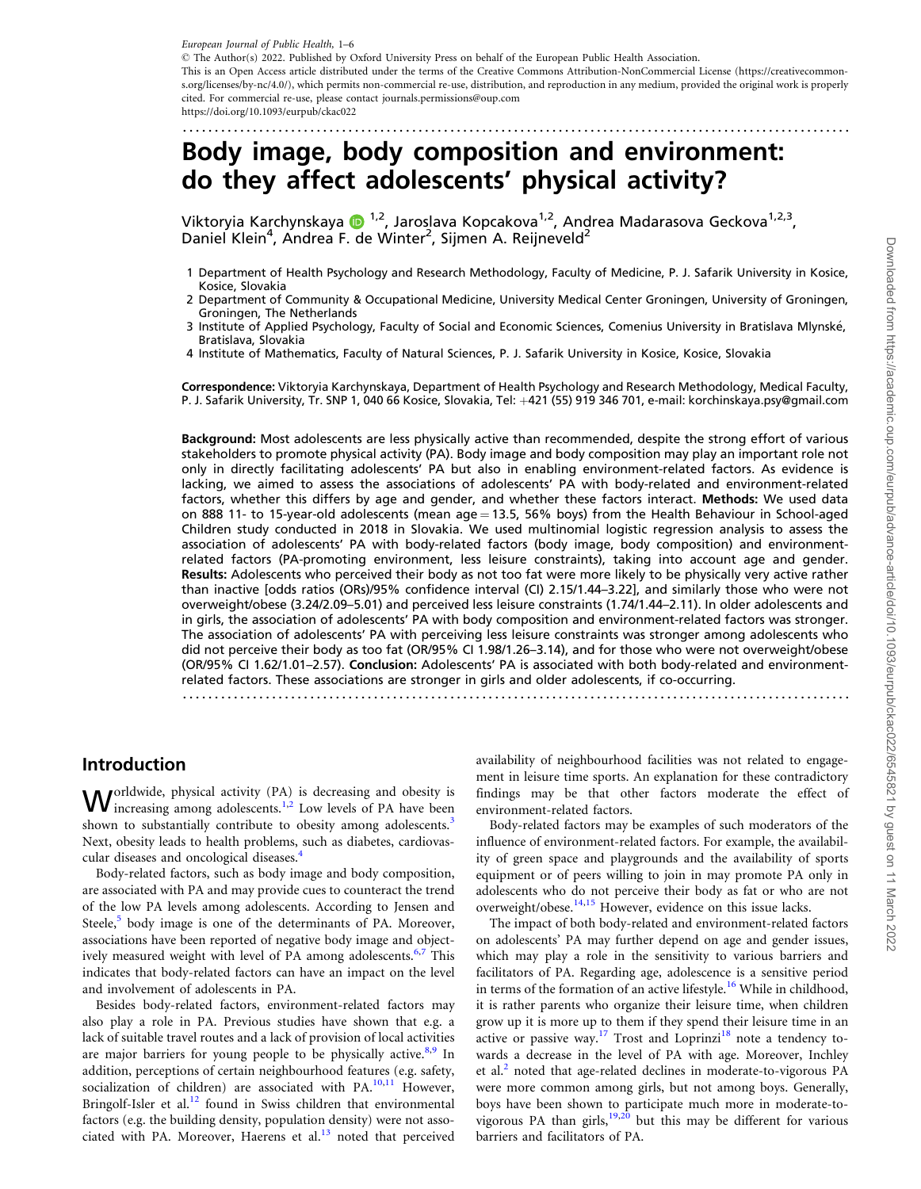# Body image, body composition and environment: do they affect adolescents' physical activity?

Viktoryia Karchynskaya [1,2], Jaroslava Kopcakova[1,2], Andrea Madarasova Geckova[1,2,3], Daniel Klein[4], Andrea F. de Winter[2], Sijmen A. Reijneveld[2]

1 Department of Health Psychology and Research Methodology, Faculty of Medicine, P. J. Safarik University in Kosice, Kosice, Slovakia
2 Department of Community & Occupational Medicine, University Medical Center Groningen, University of Groningen, Groningen, The Netherlands
3 Institute of Applied Psychology, Faculty of Social and Economic Sciences, Comenius University in Bratislava Mlynské, Bratislava, Slovakia
4 Institute of Mathematics, Faculty of Natural Sciences, P. J. Safarik University in Kosice, Kosice, Slovakia

**Correspondence:** Viktoryia Karchynskaya, Department of Health Psychology and Research Methodology, Medical Faculty, P. J. Safarik University, Tr. SNP 1, 040 66 Kosice, Slovakia, Tel: +421 (55) 919 346 701, e-mail: korchinskaya.psy@gmail.com

**Background:** Most adolescents are less physically active than recommended, despite the strong effort of various stakeholders to promote physical activity (PA). Body image and body composition may play an important role not only in directly facilitating adolescents' PA but also in enabling environment-related factors. As evidence is lacking, we aimed to assess the associations of adolescents' PA with body-related and environment-related factors, whether this differs by age and gender, and whether these factors interact. **Methods:** We used data on 888 11- to 15-year-old adolescents (mean age = 13.5, 56% boys) from the Health Behaviour in School-aged Children study conducted in 2018 in Slovakia. We used multinomial logistic regression analysis to assess the association of adolescents' PA with body-related factors (body image, body composition) and environment-related factors (PA-promoting environment, less leisure constraints), taking into account age and gender. **Results:** Adolescents who perceived their body as not too fat were more likely to be physically very active rather than inactive [odds ratios (ORs)/95% confidence interval (CI) 2.15/1.44–3.22], and similarly those who were not overweight/obese (3.24/2.09–5.01) and perceived less leisure constraints (1.74/1.44–2.11). In older adolescents and in girls, the association of adolescents' PA with body composition and environment-related factors was stronger. The association of adolescents' PA with perceiving less leisure constraints was stronger among adolescents who did not perceive their body as too fat (OR/95% CI 1.98/1.26–3.14), and for those who were not overweight/obese (OR/95% CI 1.62/1.01–2.57). **Conclusion:** Adolescents' PA is associated with both body-related and environment-related factors. These associations are stronger in girls and older adolescents, if co-occurring.

## Introduction

Worldwide, physical activity (PA) is decreasing and obesity is increasing among adolescents.[1,2] Low levels of PA have been shown to substantially contribute to obesity among adolescents.[3] Next, obesity leads to health problems, such as diabetes, cardiovascular diseases and oncological diseases.[4]

Body-related factors, such as body image and body composition, are associated with PA and may provide cues to counteract the trend of the low PA levels among adolescents. According to Jensen and Steele,[5] body image is one of the determinants of PA. Moreover, associations have been reported of negative body image and objectively measured weight with level of PA among adolescents.[6,7] This indicates that body-related factors can have an impact on the level and involvement of adolescents in PA.

Besides body-related factors, environment-related factors may also play a role in PA. Previous studies have shown that e.g. a lack of suitable travel routes and a lack of provision of local activities are major barriers for young people to be physically active.[8,9] In addition, perceptions of certain neighbourhood features (e.g. safety, socialization of children) are associated with PA.[10,11] However, Bringolf-Isler et al.[12] found in Swiss children that environmental factors (e.g. the building density, population density) were not associated with PA. Moreover, Haerens et al.[13] noted that perceived availability of neighbourhood facilities was not related to engagement in leisure time sports. An explanation for these contradictory findings may be that other factors moderate the effect of environment-related factors.

Body-related factors may be examples of such moderators of the influence of environment-related factors. For example, the availability of green space and playgrounds and the availability of sports equipment or of peers willing to join in may promote PA only in adolescents who do not perceive their body as fat or who are not overweight/obese.[14,15] However, evidence on this issue lacks.

The impact of both body-related and environment-related factors on adolescents' PA may further depend on age and gender issues, which may play a role in the sensitivity to various barriers and facilitators of PA. Regarding age, adolescence is a sensitive period in terms of the formation of an active lifestyle.[16] While in childhood, it is rather parents who organize their leisure time, when children grow up it is more up to them if they spend their leisure time in an active or passive way.[17] Trost and Loprinzi[18] note a tendency towards a decrease in the level of PA with age. Moreover, Inchley et al.[2] noted that age-related declines in moderate-to-vigorous PA were more common among girls, but not among boys. Generally, boys have been shown to participate much more in moderate-to-vigorous PA than girls,[19,20] but this may be different for various barriers and facilitators of PA.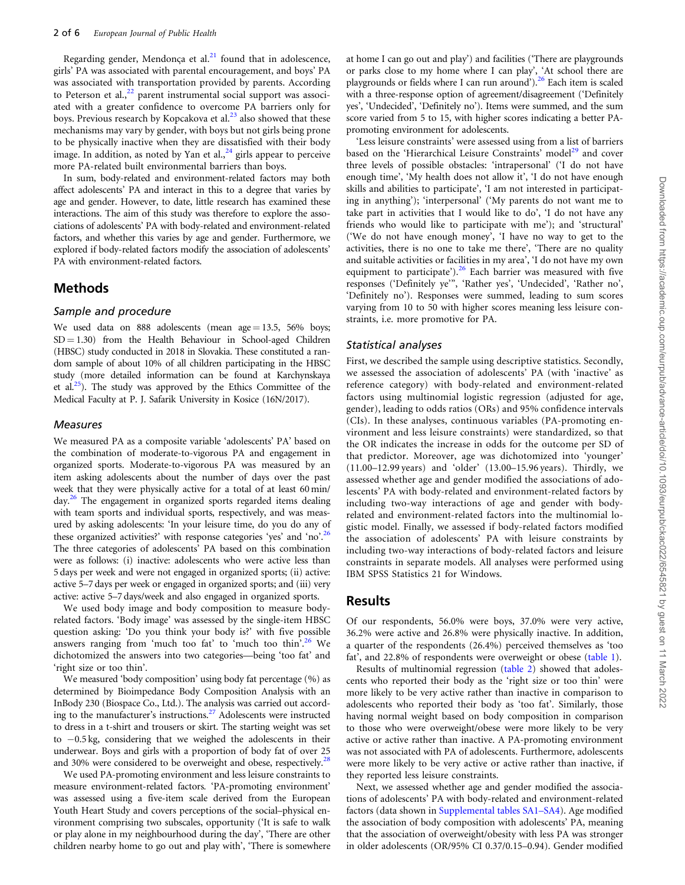Regarding gender, Mendonça et al.[21] found that in adolescence, girls' PA was associated with parental encouragement, and boys' PA was associated with transportation provided by parents. According to Peterson et al.,[22] parent instrumental social support was associated with a greater confidence to overcome PA barriers only for boys. Previous research by Kopcakova et al.[23] also showed that these mechanisms may vary by gender, with boys but not girls being prone to be physically inactive when they are dissatisfied with their body image. In addition, as noted by Yan et al.,[24] girls appear to perceive more PA-related built environmental barriers than boys.

In sum, body-related and environment-related factors may both affect adolescents' PA and interact in this to a degree that varies by age and gender. However, to date, little research has examined these interactions. The aim of this study was therefore to explore the associations of adolescents' PA with body-related and environment-related factors, and whether this varies by age and gender. Furthermore, we explored if body-related factors modify the association of adolescents' PA with environment-related factors.

## Methods

### Sample and procedure

We used data on 888 adolescents (mean age = 13.5, 56% boys; SD = 1.30) from the Health Behaviour in School-aged Children (HBSC) study conducted in 2018 in Slovakia. These constituted a random sample of about 10% of all children participating in the HBSC study (more detailed information can be found at Karchynskaya et al.[25]). The study was approved by the Ethics Committee of the Medical Faculty at P. J. Safarik University in Kosice (16N/2017).

### Measures

We measured PA as a composite variable 'adolescents' PA' based on the combination of moderate-to-vigorous PA and engagement in organized sports. Moderate-to-vigorous PA was measured by an item asking adolescents about the number of days over the past week that they were physically active for a total of at least 60 min/day.[26] The engagement in organized sports regarded items dealing with team sports and individual sports, respectively, and was measured by asking adolescents: 'In your leisure time, do you do any of these organized activities?' with response categories 'yes' and 'no'.[26] The three categories of adolescents' PA based on this combination were as follows: (i) inactive: adolescents who were active less than 5 days per week and were not engaged in organized sports; (ii) active: active 5–7 days per week or engaged in organized sports; and (iii) very active: active 5–7 days/week and also engaged in organized sports.

We used body image and body composition to measure body-related factors. 'Body image' was assessed by the single-item HBSC question asking: 'Do you think your body is?' with five possible answers ranging from 'much too fat' to 'much too thin'.[26] We dichotomized the answers into two categories—being 'too fat' and 'right size or too thin'.

We measured 'body composition' using body fat percentage (%) as determined by Bioimpedance Body Composition Analysis with an InBody 230 (Biospace Co., Ltd.). The analysis was carried out according to the manufacturer's instructions.[27] Adolescents were instructed to dress in a t-shirt and trousers or skirt. The starting weight was set to −0.5 kg, considering that we weighed the adolescents in their underwear. Boys and girls with a proportion of body fat of over 25 and 30% were considered to be overweight and obese, respectively.[28]

We used PA-promoting environment and less leisure constraints to measure environment-related factors. 'PA-promoting environment' was assessed using a five-item scale derived from the European Youth Heart Study and covers perceptions of the social–physical environment comprising two subscales, opportunity ('It is safe to walk or play alone in my neighbourhood during the day', 'There are other children nearby home to go out and play with', 'There is somewhere at home I can go out and play') and facilities ('There are playgrounds or parks close to my home where I can play', 'At school there are playgrounds or fields where I can run around').[26] Each item is scaled with a three-response option of agreement/disagreement ('Definitely yes', 'Undecided', 'Definitely no'). Items were summed, and the sum score varied from 5 to 15, with higher scores indicating a better PA-promoting environment for adolescents.

'Less leisure constraints' were assessed using from a list of barriers based on the 'Hierarchical Leisure Constraints' model[29] and cover three levels of possible obstacles: 'intrapersonal' ('I do not have enough time', 'My health does not allow it', 'I do not have enough skills and abilities to participate', 'I am not interested in participating in anything'); 'interpersonal' ('My parents do not want me to take part in activities that I would like to do', 'I do not have any friends who would like to participate with me'); and 'structural' ('We do not have enough money', 'I have no way to get to the activities, there is no one to take me there', 'There are no quality and suitable activities or facilities in my area', 'I do not have my own equipment to participate').[26] Each barrier was measured with five responses ('Definitely ye'", 'Rather yes', 'Undecided', 'Rather no', 'Definitely no'). Responses were summed, leading to sum scores varying from 10 to 50 with higher scores meaning less leisure constraints, i.e. more promotive for PA.

### Statistical analyses

First, we described the sample using descriptive statistics. Secondly, we assessed the association of adolescents' PA (with 'inactive' as reference category) with body-related and environment-related factors using multinomial logistic regression (adjusted for age, gender), leading to odds ratios (ORs) and 95% confidence intervals (CIs). In these analyses, continuous variables (PA-promoting environment and less leisure constraints) were standardized, so that the OR indicates the increase in odds for the outcome per SD of that predictor. Moreover, age was dichotomized into 'younger' (11.00–12.99 years) and 'older' (13.00–15.96 years). Thirdly, we assessed whether age and gender modified the associations of adolescents' PA with body-related and environment-related factors by including two-way interactions of age and gender with body-related and environment-related factors into the multinomial logistic model. Finally, we assessed if body-related factors modified the association of adolescents' PA with leisure constraints by including two-way interactions of body-related factors and leisure constraints in separate models. All analyses were performed using IBM SPSS Statistics 21 for Windows.

## Results

Of our respondents, 56.0% were boys, 37.0% were very active, 36.2% were active and 26.8% were physically inactive. In addition, a quarter of the respondents (26.4%) perceived themselves as 'too fat', and 22.8% of respondents were overweight or obese (table 1).

Results of multinomial regression (table 2) showed that adolescents who reported their body as the 'right size or too thin' were more likely to be very active rather than inactive in comparison to adolescents who reported their body as 'too fat'. Similarly, those having normal weight based on body composition in comparison to those who were overweight/obese were more likely to be very active or active rather than inactive. A PA-promoting environment was not associated with PA of adolescents. Furthermore, adolescents were more likely to be very active or active rather than inactive, if they reported less leisure constraints.

Next, we assessed whether age and gender modified the associations of adolescents' PA with body-related and environment-related factors (data shown in Supplemental tables SA1–SA4). Age modified the association of body composition with adolescents' PA, meaning that the association of overweight/obesity with less PA was stronger in older adolescents (OR/95% CI 0.37/0.15–0.94). Gender modified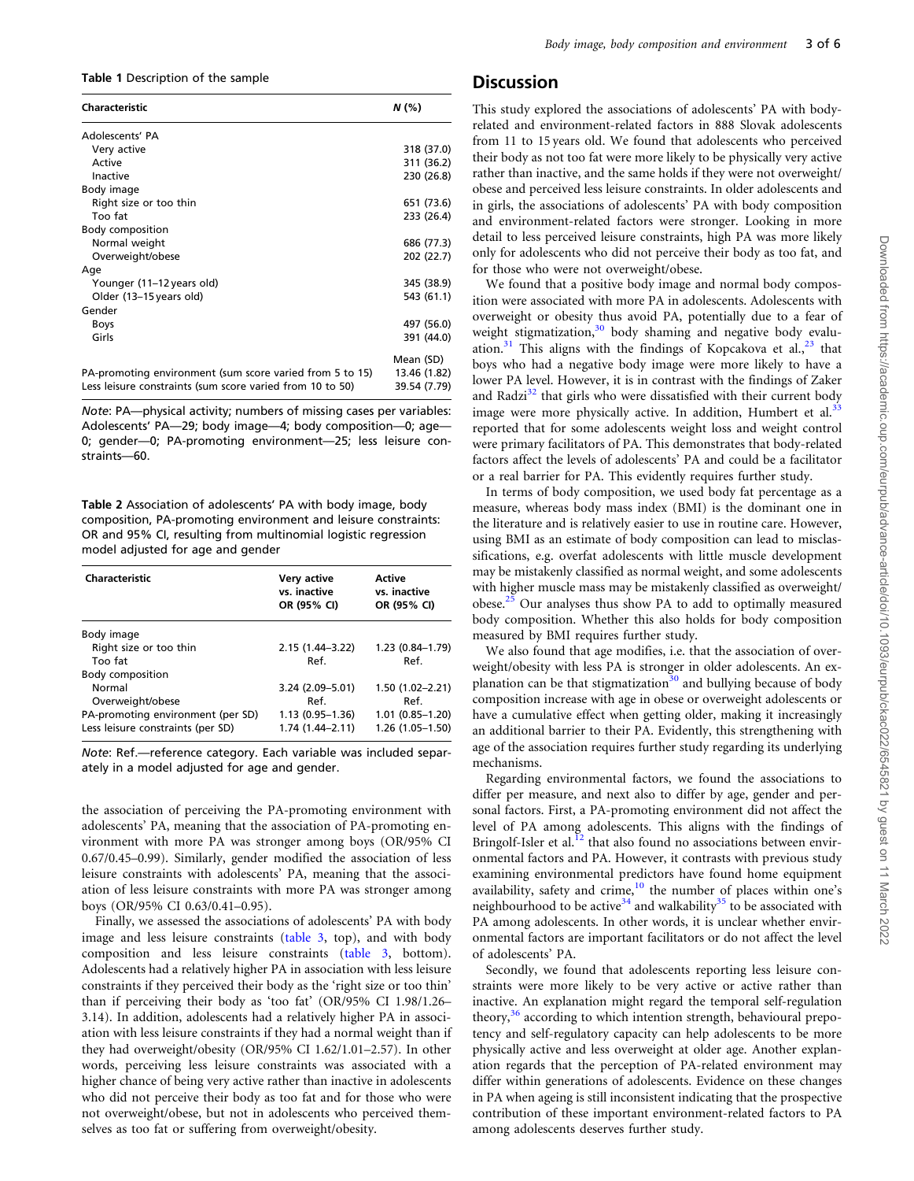**Table 1** Description of the sample

| Characteristic | N (%) |
|---|---|
| Adolescents' PA | |
| Very active | 318 (37.0) |
| Active | 311 (36.2) |
| Inactive | 230 (26.8) |
| Body image | |
| Right size or too thin | 651 (73.6) |
| Too fat | 233 (26.4) |
| Body composition | |
| Normal weight | 686 (77.3) |
| Overweight/obese | 202 (22.7) |
| Age | |
| Younger (11–12 years old) | 345 (38.9) |
| Older (13–15 years old) | 543 (61.1) |
| Gender | |
| Boys | 497 (56.0) |
| Girls | 391 (44.0) |
| | Mean (SD) |
| PA-promoting environment (sum score varied from 5 to 15) | 13.46 (1.82) |
| Less leisure constraints (sum score varied from 10 to 50) | 39.54 (7.79) |

*Note*: PA—physical activity; numbers of missing cases per variables: Adolescents' PA—29; body image—4; body composition—0; age—0; gender—0; PA-promoting environment—25; less leisure constraints—60.

**Table 2** Association of adolescents' PA with body image, body composition, PA-promoting environment and leisure constraints: OR and 95% CI, resulting from multinomial logistic regression model adjusted for age and gender

| Characteristic | Very active vs. inactive OR (95% CI) | Active vs. inactive OR (95% CI) |
|---|---|---|
| Body image | | |
| Right size or too thin | 2.15 (1.44–3.22) | 1.23 (0.84–1.79) |
| Too fat | Ref. | Ref. |
| Body composition | | |
| Normal | 3.24 (2.09–5.01) | 1.50 (1.02–2.21) |
| Overweight/obese | Ref. | Ref. |
| PA-promoting environment (per SD) | 1.13 (0.95–1.36) | 1.01 (0.85–1.20) |
| Less leisure constraints (per SD) | 1.74 (1.44–2.11) | 1.26 (1.05–1.50) |

*Note*: Ref.—reference category. Each variable was included separately in a model adjusted for age and gender.

the association of perceiving the PA-promoting environment with adolescents' PA, meaning that the association of PA-promoting environment with more PA was stronger among boys (OR/95% CI 0.67/0.45–0.99). Similarly, gender modified the association of less leisure constraints with adolescents' PA, meaning that the association of less leisure constraints with more PA was stronger among boys (OR/95% CI 0.63/0.41–0.95).

Finally, we assessed the associations of adolescents' PA with body image and less leisure constraints (table 3, top), and with body composition and less leisure constraints (table 3, bottom). Adolescents had a relatively higher PA in association with less leisure constraints if they perceived their body as the 'right size or too thin' than if perceiving their body as 'too fat' (OR/95% CI 1.98/1.26–3.14). In addition, adolescents had a relatively higher PA in association with less leisure constraints if they had a normal weight than if they had overweight/obesity (OR/95% CI 1.62/1.01–2.57). In other words, perceiving less leisure constraints was associated with a higher chance of being very active rather than inactive in adolescents who did not perceive their body as too fat and for those who were not overweight/obese, but not in adolescents who perceived themselves as too fat or suffering from overweight/obesity.

## Discussion

This study explored the associations of adolescents' PA with body-related and environment-related factors in 888 Slovak adolescents from 11 to 15 years old. We found that adolescents who perceived their body as not too fat were more likely to be physically very active rather than inactive, and the same holds if they were not overweight/obese and perceived less leisure constraints. In older adolescents and in girls, the associations of adolescents' PA with body composition and environment-related factors were stronger. Looking in more detail to less perceived leisure constraints, high PA was more likely only for adolescents who did not perceive their body as too fat, and for those who were not overweight/obese.

We found that a positive body image and normal body composition were associated with more PA in adolescents. Adolescents with overweight or obesity thus avoid PA, potentially due to a fear of weight stigmatization,[30] body shaming and negative body evaluation.[31] This aligns with the findings of Kopcakova et al.,[23] that boys who had a negative body image were more likely to have a lower PA level. However, it is in contrast with the findings of Zaker and Radzi[32] that girls who were dissatisfied with their current body image were more physically active. In addition, Humbert et al.[33] reported that for some adolescents weight loss and weight control were primary facilitators of PA. This demonstrates that body-related factors affect the levels of adolescents' PA and could be a facilitator or a real barrier for PA. This evidently requires further study.

In terms of body composition, we used body fat percentage as a measure, whereas body mass index (BMI) is the dominant one in the literature and is relatively easier to use in routine care. However, using BMI as an estimate of body composition can lead to misclassifications, e.g. overfat adolescents with little muscle development may be mistakenly classified as normal weight, and some adolescents with higher muscle mass may be mistakenly classified as overweight/obese.[25] Our analyses thus show PA to add to optimally measured body composition. Whether this also holds for body composition measured by BMI requires further study.

We also found that age modifies, i.e. that the association of overweight/obesity with less PA is stronger in older adolescents. An explanation can be that stigmatization[30] and bullying because of body composition increase with age in obese or overweight adolescents or have a cumulative effect when getting older, making it increasingly an additional barrier to their PA. Evidently, this strengthening with age of the association requires further study regarding its underlying mechanisms.

Regarding environmental factors, we found the associations to differ per measure, and next also to differ by age, gender and personal factors. First, a PA-promoting environment did not affect the level of PA among adolescents. This aligns with the findings of Bringolf-Isler et al.[12] that also found no associations between environmental factors and PA. However, it contrasts with previous study examining environmental predictors have found home equipment availability, safety and crime,[10] the number of places within one's neighbourhood to be active[34] and walkability[35] to be associated with PA among adolescents. In other words, it is unclear whether environmental factors are important facilitators or do not affect the level of adolescents' PA.

Secondly, we found that adolescents reporting less leisure constraints were more likely to be very active or active rather than inactive. An explanation might regard the temporal self-regulation theory,[36] according to which intention strength, behavioural prepotency and self-regulatory capacity can help adolescents to be more physically active and less overweight at older age. Another explanation regards that the perception of PA-related environment may differ within generations of adolescents. Evidence on these changes in PA when ageing is still inconsistent indicating that the prospective contribution of these important environment-related factors to PA among adolescents deserves further study.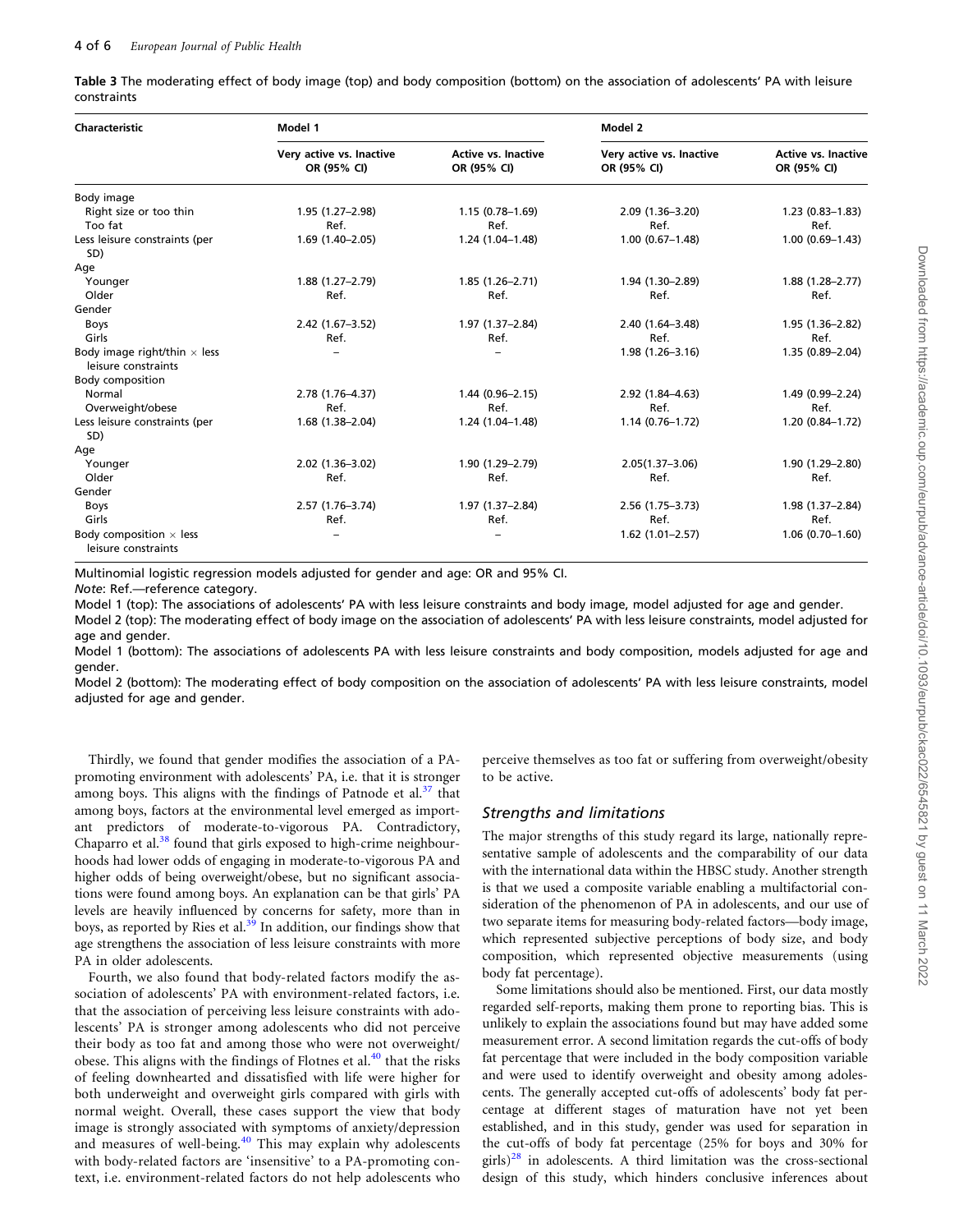**Table 3** The moderating effect of body image (top) and body composition (bottom) on the association of adolescents' PA with leisure constraints

| Characteristic | Model 1 | | Model 2 | |
|---|---|---|---|---|
| | Very active vs. Inactive OR (95% CI) | Active vs. Inactive OR (95% CI) | Very active vs. Inactive OR (95% CI) | Active vs. Inactive OR (95% CI) |
| Body image | | | | |
| Right size or too thin | 1.95 (1.27–2.98) | 1.15 (0.78–1.69) | 2.09 (1.36–3.20) | 1.23 (0.83–1.83) |
| Too fat | Ref. | Ref. | Ref. | Ref. |
| Less leisure constraints (per SD) | 1.69 (1.40–2.05) | 1.24 (1.04–1.48) | 1.00 (0.67–1.48) | 1.00 (0.69–1.43) |
| Age | | | | |
| Younger | 1.88 (1.27–2.79) | 1.85 (1.26–2.71) | 1.94 (1.30–2.89) | 1.88 (1.28–2.77) |
| Older | Ref. | Ref. | Ref. | Ref. |
| Gender | | | | |
| Boys | 2.42 (1.67–3.52) | 1.97 (1.37–2.84) | 2.40 (1.64–3.48) | 1.95 (1.36–2.82) |
| Girls | Ref. | Ref. | Ref. | Ref. |
| Body image right/thin × less leisure constraints | – | – | 1.98 (1.26–3.16) | 1.35 (0.89–2.04) |
| Body composition | | | | |
| Normal | 2.78 (1.76–4.37) | 1.44 (0.96–2.15) | 2.92 (1.84–4.63) | 1.49 (0.99–2.24) |
| Overweight/obese | Ref. | Ref. | Ref. | Ref. |
| Less leisure constraints (per SD) | 1.68 (1.38–2.04) | 1.24 (1.04–1.48) | 1.14 (0.76–1.72) | 1.20 (0.84–1.72) |
| Age | | | | |
| Younger | 2.02 (1.36–3.02) | 1.90 (1.29–2.79) | 2.05(1.37–3.06) | 1.90 (1.29–2.80) |
| Older | Ref. | Ref. | Ref. | Ref. |
| Gender | | | | |
| Boys | 2.57 (1.76–3.74) | 1.97 (1.37–2.84) | 2.56 (1.75–3.73) | 1.98 (1.37–2.84) |
| Girls | Ref. | Ref. | Ref. | Ref. |
| Body composition × less leisure constraints | – | – | 1.62 (1.01–2.57) | 1.06 (0.70–1.60) |

Multinomial logistic regression models adjusted for gender and age: OR and 95% CI.

*Note*: Ref.—reference category.

Model 1 (top): The associations of adolescents' PA with less leisure constraints and body image, model adjusted for age and gender.

Model 2 (top): The moderating effect of body image on the association of adolescents' PA with less leisure constraints, model adjusted for age and gender.

Model 1 (bottom): The associations of adolescents PA with less leisure constraints and body composition, models adjusted for age and gender.

Model 2 (bottom): The moderating effect of body composition on the association of adolescents' PA with less leisure constraints, model adjusted for age and gender.

Thirdly, we found that gender modifies the association of a PA-promoting environment with adolescents' PA, i.e. that it is stronger among boys. This aligns with the findings of Patnode et al.[37] that among boys, factors at the environmental level emerged as important predictors of moderate-to-vigorous PA. Contradictory, Chaparro et al.[38] found that girls exposed to high-crime neighbourhoods had lower odds of engaging in moderate-to-vigorous PA and higher odds of being overweight/obese, but no significant associations were found among boys. An explanation can be that girls' PA levels are heavily influenced by concerns for safety, more than in boys, as reported by Ries et al.[39] In addition, our findings show that age strengthens the association of less leisure constraints with more PA in older adolescents.

Fourth, we also found that body-related factors modify the association of adolescents' PA with environment-related factors, i.e. that the association of perceiving less leisure constraints with adolescents' PA is stronger among adolescents who did not perceive their body as too fat and among those who were not overweight/obese. This aligns with the findings of Flotnes et al.[40] that the risks of feeling downhearted and dissatisfied with life were higher for both underweight and overweight girls compared with girls with normal weight. Overall, these cases support the view that body image is strongly associated with symptoms of anxiety/depression and measures of well-being.[40] This may explain why adolescents with body-related factors are 'insensitive' to a PA-promoting context, i.e. environment-related factors do not help adolescents who perceive themselves as too fat or suffering from overweight/obesity to be active.

## *Strengths and limitations*

The major strengths of this study regard its large, nationally representative sample of adolescents and the comparability of our data with the international data within the HBSC study. Another strength is that we used a composite variable enabling a multifactorial consideration of the phenomenon of PA in adolescents, and our use of two separate items for measuring body-related factors—body image, which represented subjective perceptions of body size, and body composition, which represented objective measurements (using body fat percentage).

Some limitations should also be mentioned. First, our data mostly regarded self-reports, making them prone to reporting bias. This is unlikely to explain the associations found but may have added some measurement error. A second limitation regards the cut-offs of body fat percentage that were included in the body composition variable and were used to identify overweight and obesity among adolescents. The generally accepted cut-offs of adolescents' body fat percentage at different stages of maturation have not yet been established, and in this study, gender was used for separation in the cut-offs of body fat percentage (25% for boys and 30% for girls)[28] in adolescents. A third limitation was the cross-sectional design of this study, which hinders conclusive inferences about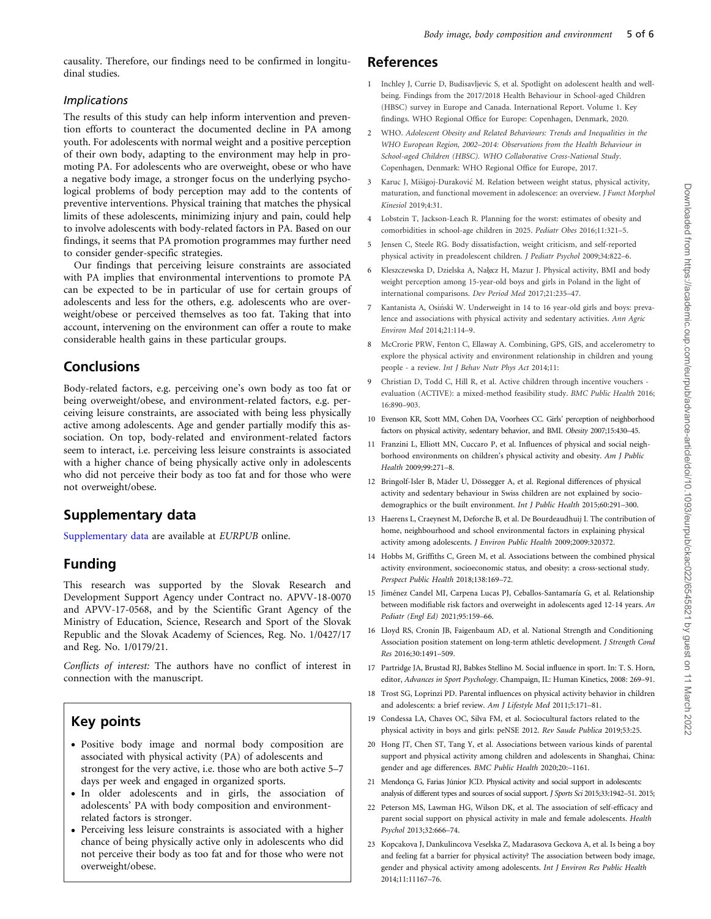causality. Therefore, our findings need to be confirmed in longitudinal studies.

### *Implications*

The results of this study can help inform intervention and prevention efforts to counteract the documented decline in PA among youth. For adolescents with normal weight and a positive perception of their own body, adapting to the environment may help in promoting PA. For adolescents who are overweight, obese or who have a negative body image, a stronger focus on the underlying psychological problems of body perception may add to the contents of preventive interventions. Physical training that matches the physical limits of these adolescents, minimizing injury and pain, could help to involve adolescents with body-related factors in PA. Based on our findings, it seems that PA promotion programmes may further need to consider gender-specific strategies.

Our findings that perceiving leisure constraints are associated with PA implies that environmental interventions to promote PA can be expected to be in particular of use for certain groups of adolescents and less for the others, e.g. adolescents who are overweight/obese or perceived themselves as too fat. Taking that into account, intervening on the environment can offer a route to make considerable health gains in these particular groups.

## Conclusions

Body-related factors, e.g. perceiving one's own body as too fat or being overweight/obese, and environment-related factors, e.g. perceiving leisure constraints, are associated with being less physically active among adolescents. Age and gender partially modify this association. On top, body-related and environment-related factors seem to interact, i.e. perceiving less leisure constraints is associated with a higher chance of being physically active only in adolescents who did not perceive their body as too fat and for those who were not overweight/obese.

## Supplementary data

Supplementary data are available at *EURPUB* online.

## Funding

This research was supported by the Slovak Research and Development Support Agency under Contract no. APVV-18-0070 and APVV-17-0568, and by the Scientific Grant Agency of the Ministry of Education, Science, Research and Sport of the Slovak Republic and the Slovak Academy of Sciences, Reg. No. 1/0427/17 and Reg. No. 1/0179/21.

*Conflicts of interest:* The authors have no conflict of interest in connection with the manuscript.

## Key points

- Positive body image and normal body composition are associated with physical activity (PA) of adolescents and strongest for the very active, i.e. those who are both active 5–7 days per week and engaged in organized sports.
- In older adolescents and in girls, the association of adolescents' PA with body composition and environment-related factors is stronger.
- Perceiving less leisure constraints is associated with a higher chance of being physically active only in adolescents who did not perceive their body as too fat and for those who were not overweight/obese.

## References

1. Inchley J, Currie D, Budisavljevic S, et al. Spotlight on adolescent health and well-being. Findings from the 2017/2018 Health Behaviour in School-aged Children (HBSC) survey in Europe and Canada. International Report. Volume 1. Key findings. WHO Regional Office for Europe: Copenhagen, Denmark, 2020.
2. WHO. *Adolescent Obesity and Related Behaviours: Trends and Inequalities in the WHO European Region, 2002–2014: Observations from the Health Behaviour in School-aged Children (HBSC). WHO Collaborative Cross-National Study*. Copenhagen, Denmark: WHO Regional Office for Europe, 2017.
3. Karuc J, Mišigoj-Duraković M. Relation between weight status, physical activity, maturation, and functional movement in adolescence: an overview. *J Funct Morphol Kinesiol* 2019;4:31.
4. Lobstein T, Jackson-Leach R. Planning for the worst: estimates of obesity and comorbidities in school-age children in 2025. *Pediatr Obes* 2016;11:321–5.
5. Jensen C, Steele RG. Body dissatisfaction, weight criticism, and self-reported physical activity in preadolescent children. *J Pediatr Psychol* 2009;34:822–6.
6. Kleszczewska D, Dzielska A, Nałęcz H, Mazur J. Physical activity, BMI and body weight perception among 15-year-old boys and girls in Poland in the light of international comparisons. *Dev Period Med* 2017;21:235–47.
7. Kantanista A, Osiński W. Underweight in 14 to 16 year-old girls and boys: prevalence and associations with physical activity and sedentary activities. *Ann Agric Environ Med* 2014;21:114–9.
8. McCrorie PRW, Fenton C, Ellaway A. Combining, GPS, GIS, and accelerometry to explore the physical activity and environment relationship in children and young people - a review. *Int J Behav Nutr Phys Act* 2014;11:
9. Christian D, Todd C, Hill R, et al. Active children through incentive vouchers - evaluation (ACTIVE): a mixed-method feasibility study. *BMC Public Health* 2016; 16:890–903.
10. Evenson KR, Scott MM, Cohen DA, Voorhees CC. Girls' perception of neighborhood factors on physical activity, sedentary behavior, and BMI. *Obesity* 2007;15:430–45.
11. Franzini L, Elliott MN, Cuccaro P, et al. Influences of physical and social neighborhood environments on children's physical activity and obesity. *Am J Public Health* 2009;99:271–8.
12. Bringolf-Isler B, Mäder U, Dössegger A, et al. Regional differences of physical activity and sedentary behaviour in Swiss children are not explained by socio-demographics or the built environment. *Int J Public Health* 2015;60:291–300.
13. Haerens L, Craeynest M, Deforche B, et al. De Bourdeaudhuij I. The contribution of home, neighbourhood and school environmental factors in explaining physical activity among adolescents. *J Environ Public Health* 2009;2009:320372.
14. Hobbs M, Griffiths C, Green M, et al. Associations between the combined physical activity environment, socioeconomic status, and obesity: a cross-sectional study. *Perspect Public Health* 2018;138:169–72.
15. Jiménez Candel MI, Carpena Lucas PJ, Ceballos-Santamaría G, et al. Relationship between modifiable risk factors and overweight in adolescents aged 12-14 years. *An Pediatr (Engl Ed)* 2021;95:159–66.
16. Lloyd RS, Cronin JB, Faigenbaum AD, et al. National Strength and Conditioning Association position statement on long-term athletic development. *J Strength Cond Res* 2016;30:1491–509.
17. Partridge JA, Brustad RJ, Babkes Stellino M. Social influence in sport. In: T. S. Horn, editor, *Advances in Sport Psychology*. Champaign, IL: Human Kinetics, 2008: 269–91.
18. Trost SG, Loprinzi PD. Parental influences on physical activity behavior in children and adolescents: a brief review. *Am J Lifestyle Med* 2011;5:171–81.
19. Condessa LA, Chaves OC, Silva FM, et al. Sociocultural factors related to the physical activity in boys and girls: peNSE 2012. *Rev Saude Publica* 2019;53:25.
20. Hong JT, Chen ST, Tang Y, et al. Associations between various kinds of parental support and physical activity among children and adolescents in Shanghai, China: gender and age differences. *BMC Public Health* 2020;20:–1161.
21. Mendonça G, Farias Júnior JCD. Physical activity and social support in adolescents: analysis of different types and sources of social support. *J Sports Sci* 2015;33:1942–51. 2015;
22. Peterson MS, Lawman HG, Wilson DK, et al. The association of self-efficacy and parent social support on physical activity in male and female adolescents. *Health Psychol* 2013;32:666–74.
23. Kopcakova J, Dankulincova Veselska Z, Madarasova Geckova A, et al. Is being a boy and feeling fat a barrier for physical activity? The association between body image, gender and physical activity among adolescents. *Int J Environ Res Public Health* 2014;11:11167–76.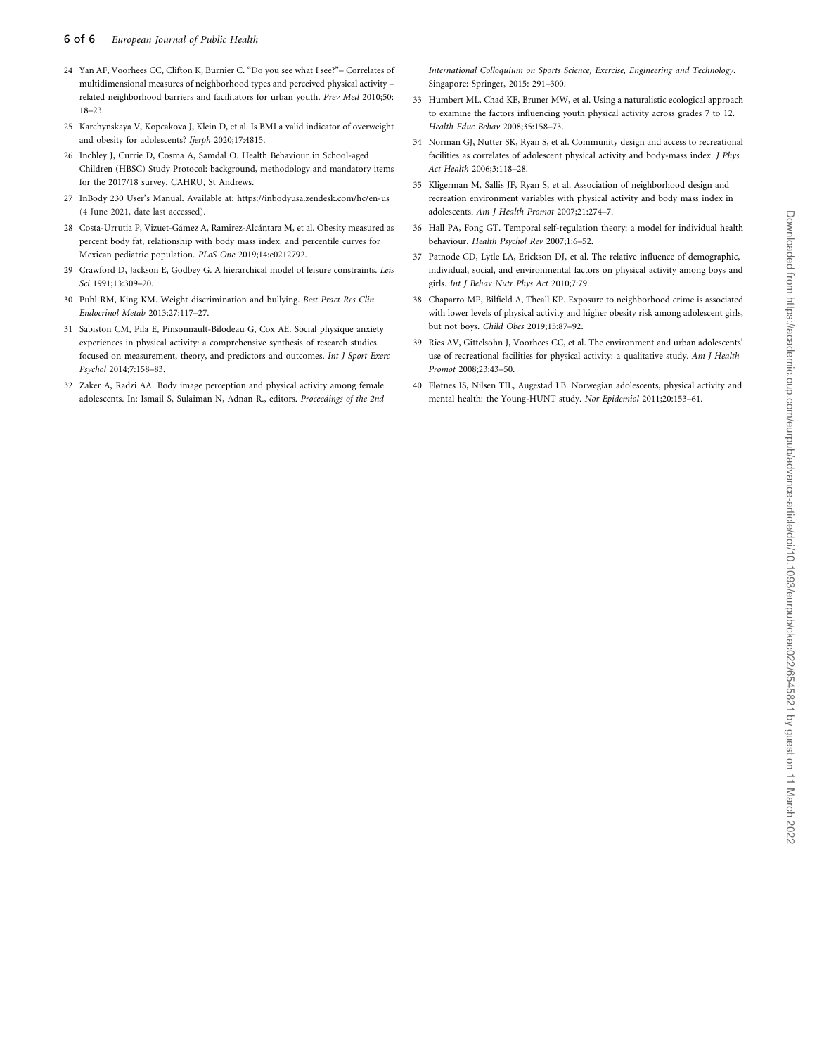24 Yan AF, Voorhees CC, Clifton K, Burnier C. "Do you see what I see?"– Correlates of multidimensional measures of neighborhood types and perceived physical activity – related neighborhood barriers and facilitators for urban youth. *Prev Med* 2010;50: 18–23.

25 Karchynskaya V, Kopcakova J, Klein D, et al. Is BMI a valid indicator of overweight and obesity for adolescents? *Ijerph* 2020;17:4815.

26 Inchley J, Currie D, Cosma A, Samdal O. Health Behaviour in School-aged Children (HBSC) Study Protocol: background, methodology and mandatory items for the 2017/18 survey. CAHRU, St Andrews.

27 InBody 230 User's Manual. Available at: https://inbodyusa.zendesk.com/hc/en-us (4 June 2021, date last accessed).

28 Costa-Urrutia P, Vizuet-Gámez A, Ramirez-Alcántara M, et al. Obesity measured as percent body fat, relationship with body mass index, and percentile curves for Mexican pediatric population. *PLoS One* 2019;14:e0212792.

29 Crawford D, Jackson E, Godbey G. A hierarchical model of leisure constraints. *Leis Sci* 1991;13:309–20.

30 Puhl RM, King KM. Weight discrimination and bullying. *Best Pract Res Clin Endocrinol Metab* 2013;27:117–27.

31 Sabiston CM, Pila E, Pinsonnault-Bilodeau G, Cox AE. Social physique anxiety experiences in physical activity: a comprehensive synthesis of research studies focused on measurement, theory, and predictors and outcomes. *Int J Sport Exerc Psychol* 2014;7:158–83.

32 Zaker A, Radzi AA. Body image perception and physical activity among female adolescents. In: Ismail S, Sulaiman N, Adnan R., editors. *Proceedings of the 2nd International Colloquium on Sports Science, Exercise, Engineering and Technology*. Singapore: Springer, 2015: 291–300.

33 Humbert ML, Chad KE, Bruner MW, et al. Using a naturalistic ecological approach to examine the factors influencing youth physical activity across grades 7 to 12. *Health Educ Behav* 2008;35:158–73.

34 Norman GJ, Nutter SK, Ryan S, et al. Community design and access to recreational facilities as correlates of adolescent physical activity and body-mass index. *J Phys Act Health* 2006;3:118–28.

35 Kligerman M, Sallis JF, Ryan S, et al. Association of neighborhood design and recreation environment variables with physical activity and body mass index in adolescents. *Am J Health Promot* 2007;21:274–7.

36 Hall PA, Fong GT. Temporal self-regulation theory: a model for individual health behaviour. *Health Psychol Rev* 2007;1:6–52.

37 Patnode CD, Lytle LA, Erickson DJ, et al. The relative influence of demographic, individual, social, and environmental factors on physical activity among boys and girls. *Int J Behav Nutr Phys Act* 2010;7:79.

38 Chaparro MP, Bilfield A, Theall KP. Exposure to neighborhood crime is associated with lower levels of physical activity and higher obesity risk among adolescent girls, but not boys. *Child Obes* 2019;15:87–92.

39 Ries AV, Gittelsohn J, Voorhees CC, et al. The environment and urban adolescents' use of recreational facilities for physical activity: a qualitative study. *Am J Health Promot* 2008;23:43–50.

40 Fløtnes IS, Nilsen TIL, Augestad LB. Norwegian adolescents, physical activity and mental health: the Young-HUNT study. *Nor Epidemiol* 2011;20:153–61.